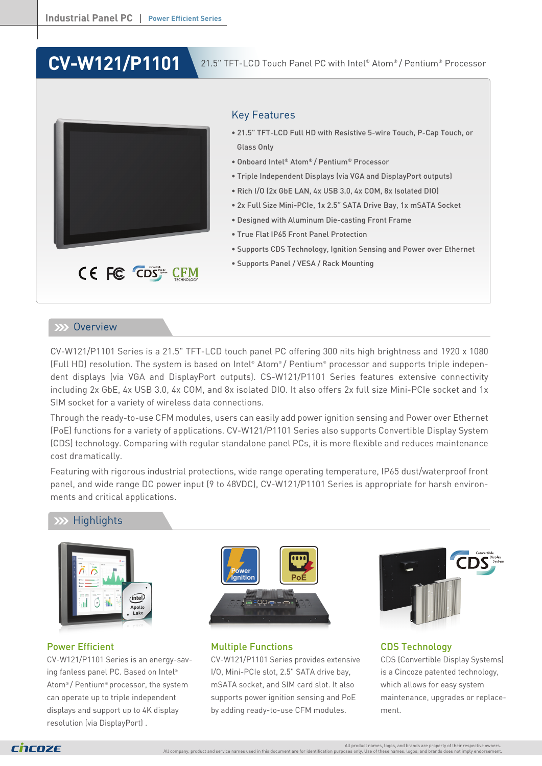# CV-W121/P1101

21.5" TFT-LCD Touch Panel PC with Intel® Atom® / Pentium® Processor

## Key Features

- 21.5" TFT-LCD Full HD with Resistive 5-wire Touch, P-Cap Touch, or Glass Only
- Onboard Intel® Atom® / Pentium® Processor
- Triple Independent Displays (via VGA and DisplayPort outputs)
- Rich I/O (2x GbE LAN, 4x USB 3.0, 4x COM, 8x Isolated DIO)
- 2x Full Size Mini-PCIe, 1x 2.5" SATA Drive Bay, 1x mSATA Socket
- Designed with Aluminum Die-casting Front Frame
- True Flat IP65 Front Panel Protection
- Supports CDS Technology, Ignition Sensing and Power over Ethernet
- Supports Panel / VESA / Rack Mounting

## Overview

CV-W121/P1101 Series is a 21.5" TFT-LCD touch panel PC offering 300 nits high brightness and 1920 x 1080 (Full HD) resolution. The system is based on Intel® Atom® / Pentium® processor and supports triple independent displays (via VGA and DisplayPort outputs). CS-W121/P1101 Series features extensive connectivity including 2x GbE, 4x USB 3.0, 4x COM, and 8x isolated DIO. It also offers 2x full size Mini-PCIe socket and 1x SIM socket for a variety of wireless data connections.

Through the ready-to-use CFM modules, users can easily add power ignition sensing and Power over Ethernet (PoE) functions for a variety of applications. CV-W121/P1101 Series also supports Convertible Display System (CDS) technology. Comparing with regular standalone panel PCs, it is more flexible and reduces maintenance cost dramatically.

Featuring with rigorous industrial protections, wide range operating temperature, IP65 dust/waterproof front panel, and wide range DC power input (9 to 48VDC), CV-W121/P1101 Series is appropriate for harsh environments and critical applications.

## Highlights

### Power Efficient

CV-W121/P1101 Series is an energy-saving fanless panel PC. Based on Intel® Atom® / Pentium® processor, the system can operate up to triple independent displays and support up to 4K display resolution (via DisplayPort) .

### Multiple Functions

CV-W121/P1101 Series provides extensive I/O, Mini-PCIe slot, 2.5" SATA drive bay, mSATA socket, and SIM card slot. It also supports power ignition sensing and PoE by adding ready-to-use CFM modules.

### CDS Technology

CDS (Convertible Display Systems) is a Cincoze patented technology, which allows for easy system maintenance, upgrades or replacement.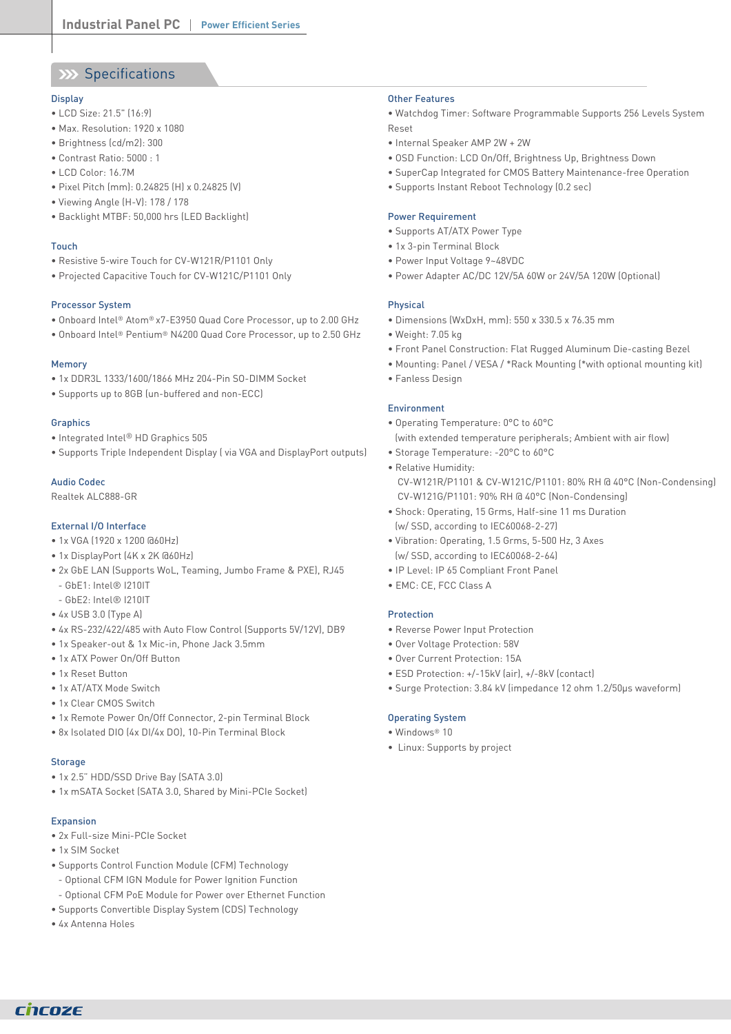## Specifications

### Display
- LCD Size: 21.5" (16:9)
- Max. Resolution: 1920 x 1080
- Brightness (cd/m2): 300
- Contrast Ratio: 5000 : 1
- LCD Color: 16.7M
- Pixel Pitch (mm): 0.24825 (H) x 0.24825 (V)
- Viewing Angle (H-V): 178 / 178
- Backlight MTBF: 50,000 hrs (LED Backlight)

### Touch
- Resistive 5-wire Touch for CV-W121R/P1101 Only
- Projected Capacitive Touch for CV-W121C/P1101 Only

### Processor System
- Onboard Intel® Atom® x7-E3950 Quad Core Processor, up to 2.00 GHz
- Onboard Intel® Pentium® N4200 Quad Core Processor, up to 2.50 GHz

### Memory
- 1x DDR3L 1333/1600/1866 MHz 204-Pin SO-DIMM Socket
- Supports up to 8GB (un-buffered and non-ECC)

### Graphics
- Integrated Intel® HD Graphics 505
- Supports Triple Independent Display ( via VGA and DisplayPort outputs)

### Audio Codec
Realtek ALC888-GR

### External I/O Interface
- 1x VGA (1920 x 1200 @60Hz)
- 1x DisplayPort (4K x 2K @60Hz)
- 2x GbE LAN (Supports WoL, Teaming, Jumbo Frame & PXE), RJ45
  - GbE1: Intel® I210IT
  - GbE2: Intel® I210IT
- 4x USB 3.0 (Type A)
- 4x RS-232/422/485 with Auto Flow Control (Supports 5V/12V), DB9
- 1x Speaker-out & 1x Mic-in, Phone Jack 3.5mm
- 1x ATX Power On/Off Button
- 1x Reset Button
- 1x AT/ATX Mode Switch
- 1x Clear CMOS Switch
- 1x Remote Power On/Off Connector, 2-pin Terminal Block
- 8x Isolated DIO (4x DI/4x DO), 10-Pin Terminal Block

### Storage
- 1x 2.5" HDD/SSD Drive Bay (SATA 3.0)
- 1x mSATA Socket (SATA 3.0, Shared by Mini-PCIe Socket)

### Expansion
- 2x Full-size Mini-PCIe Socket
- 1x SIM Socket
- Supports Control Function Module (CFM) Technology
  - Optional CFM IGN Module for Power Ignition Function
  - Optional CFM PoE Module for Power over Ethernet Function
- Supports Convertible Display System (CDS) Technology
- 4x Antenna Holes

### Other Features
- Watchdog Timer: Software Programmable Supports 256 Levels System Reset
- Internal Speaker AMP 2W + 2W
- OSD Function: LCD On/Off, Brightness Up, Brightness Down
- SuperCap Integrated for CMOS Battery Maintenance-free Operation
- Supports Instant Reboot Technology (0.2 sec)

### Power Requirement
- Supports AT/ATX Power Type
- 1x 3-pin Terminal Block
- Power Input Voltage 9~48VDC
- Power Adapter AC/DC 12V/5A 60W or 24V/5A 120W (Optional)

### Physical
- Dimensions (WxDxH, mm): 550 x 330.5 x 76.35 mm
- Weight: 7.05 kg
- Front Panel Construction: Flat Rugged Aluminum Die-casting Bezel
- Mounting: Panel / VESA / *Rack Mounting (*with optional mounting kit)
- Fanless Design

### Environment
- Operating Temperature: 0°C to 60°C
  (with extended temperature peripherals; Ambient with air flow)
- Storage Temperature: -20°C to 60°C
- Relative Humidity:
  CV-W121R/P1101 & CV-W121C/P1101: 80% RH @ 40°C (Non-Condensing)
  CV-W121G/P1101: 90% RH @ 40°C (Non-Condensing)
- Shock: Operating, 15 Grms, Half-sine 11 ms Duration
  (w/ SSD, according to IEC60068-2-27)
- Vibration: Operating, 1.5 Grms, 5-500 Hz, 3 Axes
  (w/ SSD, according to IEC60068-2-64)
- IP Level: IP 65 Compliant Front Panel
- EMC: CE, FCC Class A

### Protection
- Reverse Power Input Protection
- Over Voltage Protection: 58V
- Over Current Protection: 15A
- ESD Protection: +/-15kV (air), +/-8kV (contact)
- Surge Protection: 3.84 kV (impedance 12 ohm 1.2/50μs waveform)

### Operating System
- Windows® 10
- Linux: Supports by project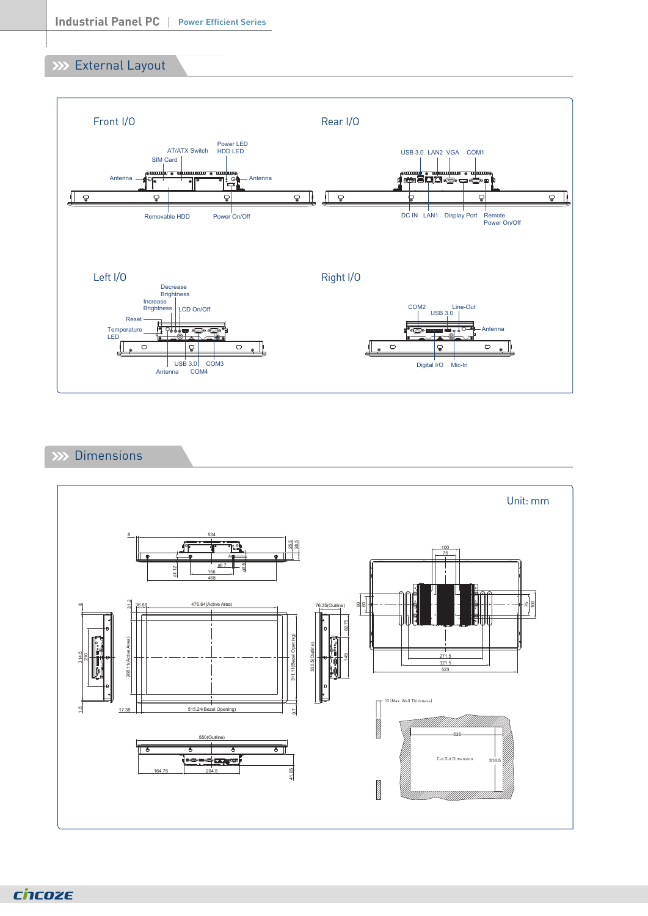## External Layout

### Front I/O

AT/ATX Switch
Power LED
HDD LED
SIM Card
Antenna
Antenna
Removable HDD
Power On/Off

### Rear I/O

USB 3.0 LAN2 VGA COM1
DC IN LAN1 Display Port Remote Power On/Off

### Left I/O

Decrease Brightness
Increase Brightness
LCD On/Off
Reset
Temperature LED
USB 3.0 COM3
Antenna COM4

### Right I/O

COM2
Line-Out
USB 3.0
Antenna
Digital I/O Mic-In

## Dimensions

Unit: mm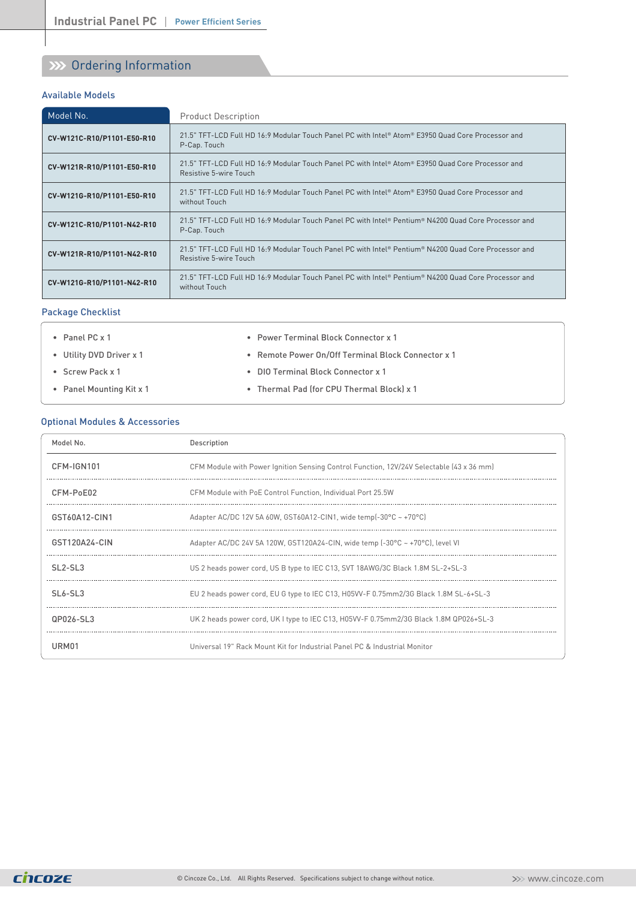## Ordering Information

### Available Models

| Model No. | Product Description |
|---|---|
| **CV-W121C-R10/P1101-E50-R10** | 21.5" TFT-LCD Full HD 16:9 Modular Touch Panel PC with Intel® Atom® E3950 Quad Core Processor and P-Cap. Touch |
| **CV-W121R-R10/P1101-E50-R10** | 21.5" TFT-LCD Full HD 16:9 Modular Touch Panel PC with Intel® Atom® E3950 Quad Core Processor and Resistive 5-wire Touch |
| **CV-W121G-R10/P1101-E50-R10** | 21.5" TFT-LCD Full HD 16:9 Modular Touch Panel PC with Intel® Atom® E3950 Quad Core Processor and without Touch |
| **CV-W121C-R10/P1101-N42-R10** | 21.5" TFT-LCD Full HD 16:9 Modular Touch Panel PC with Intel® Pentium® N4200 Quad Core Processor and P-Cap. Touch |
| **CV-W121R-R10/P1101-N42-R10** | 21.5" TFT-LCD Full HD 16:9 Modular Touch Panel PC with Intel® Pentium® N4200 Quad Core Processor and Resistive 5-wire Touch |
| **CV-W121G-R10/P1101-N42-R10** | 21.5" TFT-LCD Full HD 16:9 Modular Touch Panel PC with Intel® Pentium® N4200 Quad Core Processor and without Touch |

### Package Checklist

- Panel PC x 1
- Utility DVD Driver x 1
- Screw Pack x 1
- Panel Mounting Kit x 1
- Power Terminal Block Connector x 1
- Remote Power On/Off Terminal Block Connector x 1
- DIO Terminal Block Connector x 1
- Thermal Pad (for CPU Thermal Block) x 1

### Optional Modules & Accessories

| Model No. | Description |
|---|---|
| CFM-IGN101 | CFM Module with Power Ignition Sensing Control Function, 12V/24V Selectable (43 x 36 mm) |
| CFM-PoE02 | CFM Module with PoE Control Function, Individual Port 25.5W |
| GST60A12-CIN1 | Adapter AC/DC 12V 5A 60W, GST60A12-CIN1, wide temp(-30°C ~ +70°C) |
| GST120A24-CIN | Adapter AC/DC 24V 5A 120W, GST120A24-CIN, wide temp (-30°C ~ +70°C), level VI |
| SL2-SL3 | US 2 heads power cord, US B type to IEC C13, SVT 18AWG/3C Black 1.8M SL-2+SL-3 |
| SL6-SL3 | EU 2 heads power cord, EU G type to IEC C13, H05VV-F 0.75mm2/3G Black 1.8M SL-6+SL-3 |
| QP026-SL3 | UK 2 heads power cord, UK I type to IEC C13, H05VV-F 0.75mm2/3G Black 1.8M QP026+SL-3 |
| URM01 | Universal 19" Rack Mount Kit for Industrial Panel PC & Industrial Monitor |